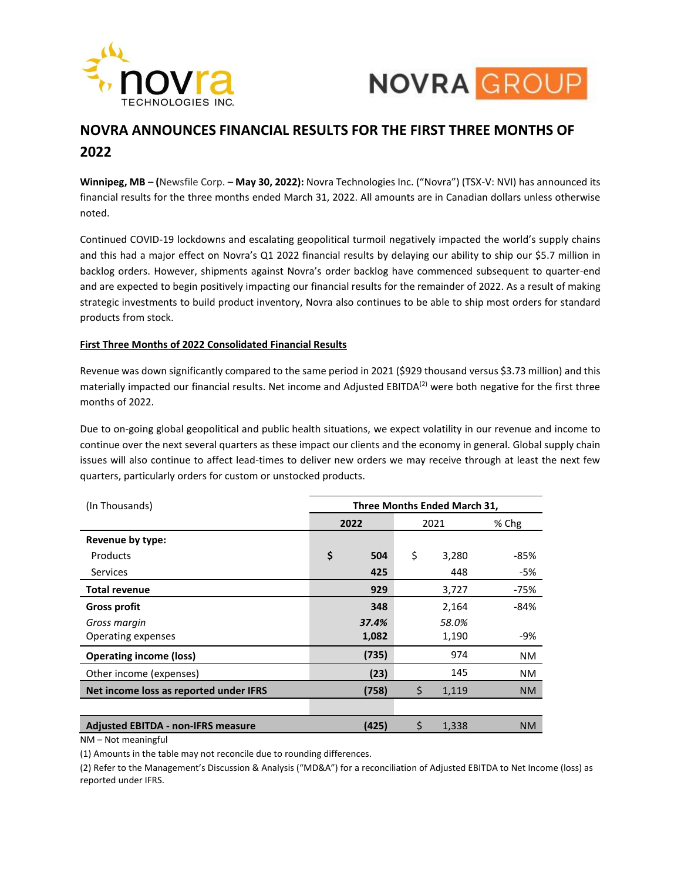# NOVRA ANNOUNCES FINANCIAL RESULTS FOR THE FIRST THREE MONTHS OF 2022

**Winnipeg, MB – (**Newsfile Corp. **– May 30, 2022):** Novra Technologies Inc. ("Novra") (TSX-V: NVI) has announced its financial results for the three months ended March 31, 2022. All amounts are in Canadian dollars unless otherwise noted.

Continued COVID-19 lockdowns and escalating geopolitical turmoil negatively impacted the world's supply chains and this had a major effect on Novra's Q1 2022 financial results by delaying our ability to ship our $5.7 million in backlog orders. However, shipments against Novra's order backlog have commenced subsequent to quarter-end and are expected to begin positively impacting our financial results for the remainder of 2022. As a result of making strategic investments to build product inventory, Novra also continues to be able to ship most orders for standard products from stock.

**First Three Months of 2022 Consolidated Financial Results**

Revenue was down significantly compared to the same period in 2021 ($929 thousand versus $3.73 million) and this materially impacted our financial results. Net income and Adjusted EBITDA(2) were both negative for the first three months of 2022.

Due to on-going global geopolitical and public health situations, we expect volatility in our revenue and income to continue over the next several quarters as these impact our clients and the economy in general. Global supply chain issues will also continue to affect lead-times to deliver new orders we may receive through at least the next few quarters, particularly orders for custom or unstocked products.

| (In Thousands) | Three Months Ended March 31, | | |
|---|---|---|---|
| | **2022** | 2021 | % Chg |
| **Revenue by type:** | | | |
| Products | **$ 504** | $ 3,280 | -85% |
| Services | **425** | 448 | -5% |
| **Total revenue** | **929** | 3,727 | -75% |
| **Gross profit** | **348** | 2,164 | -84% |
| *Gross margin* | ***37.4%*** | *58.0%* | |
| Operating expenses | **1,082** | 1,190 | -9% |
| **Operating income (loss)** | **(735)** | 974 | NM |
| Other income (expenses) | **(23)** | 145 | NM |
| **Net income loss as reported under IFRS** | **(758)** | $ 1,119 | NM |
| | | | |
| **Adjusted EBITDA - non-IFRS measure** | **(425)** | $ 1,338 | NM |

NM – Not meaningful

(1) Amounts in the table may not reconcile due to rounding differences.

(2) Refer to the Management's Discussion & Analysis ("MD&A") for a reconciliation of Adjusted EBITDA to Net Income (loss) as reported under IFRS.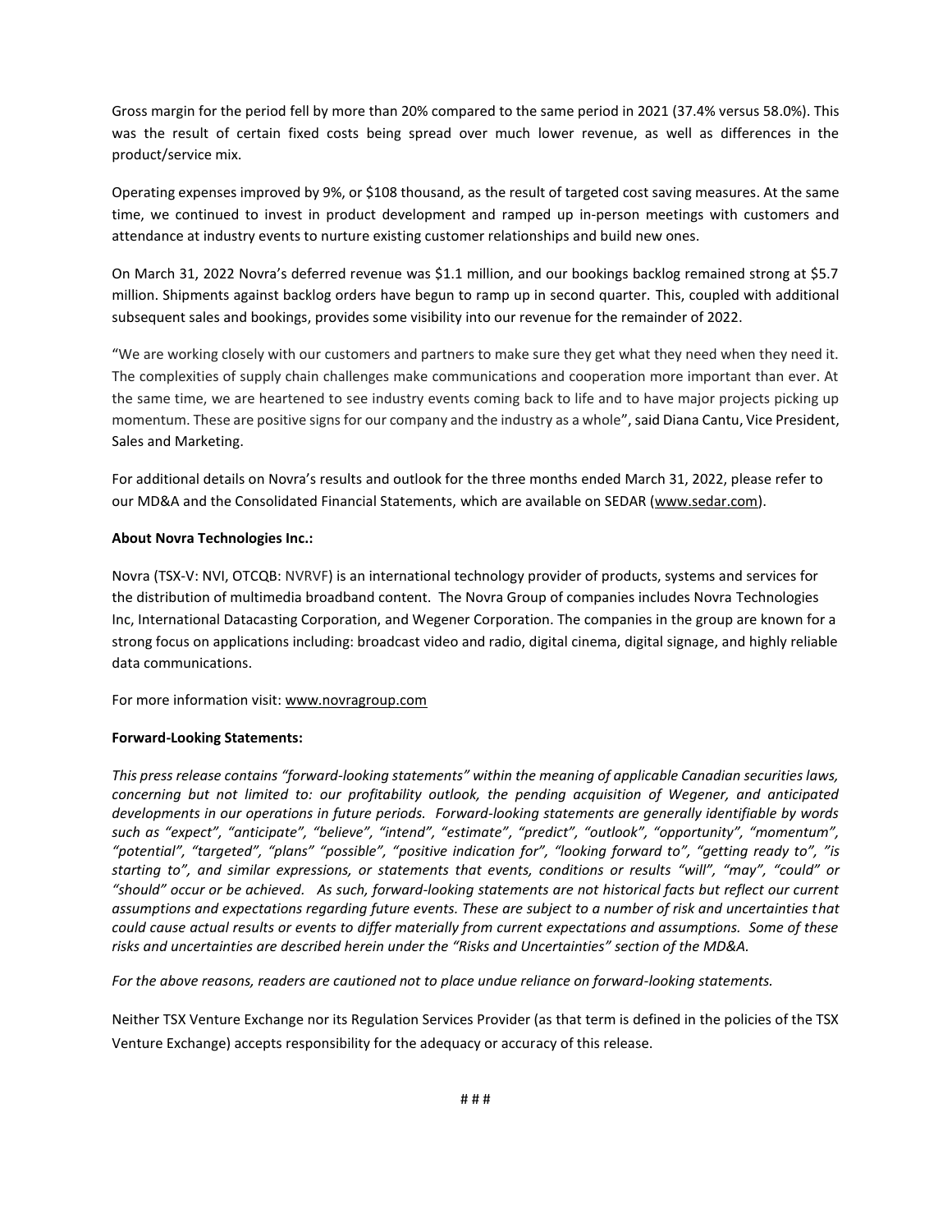Gross margin for the period fell by more than 20% compared to the same period in 2021 (37.4% versus 58.0%). This was the result of certain fixed costs being spread over much lower revenue, as well as differences in the product/service mix.

Operating expenses improved by 9%, or $108 thousand, as the result of targeted cost saving measures. At the same time, we continued to invest in product development and ramped up in-person meetings with customers and attendance at industry events to nurture existing customer relationships and build new ones.

On March 31, 2022 Novra's deferred revenue was $1.1 million, and our bookings backlog remained strong at $5.7 million. Shipments against backlog orders have begun to ramp up in second quarter. This, coupled with additional subsequent sales and bookings, provides some visibility into our revenue for the remainder of 2022.

"We are working closely with our customers and partners to make sure they get what they need when they need it. The complexities of supply chain challenges make communications and cooperation more important than ever. At the same time, we are heartened to see industry events coming back to life and to have major projects picking up momentum. These are positive signs for our company and the industry as a whole", said Diana Cantu, Vice President, Sales and Marketing.

For additional details on Novra's results and outlook for the three months ended March 31, 2022, please refer to our MD&A and the Consolidated Financial Statements, which are available on SEDAR (www.sedar.com).

**About Novra Technologies Inc.:**

Novra (TSX-V: NVI, OTCQB: NVRVF) is an international technology provider of products, systems and services for the distribution of multimedia broadband content. The Novra Group of companies includes Novra Technologies Inc, International Datacasting Corporation, and Wegener Corporation. The companies in the group are known for a strong focus on applications including: broadcast video and radio, digital cinema, digital signage, and highly reliable data communications.

For more information visit: www.novragroup.com

**Forward-Looking Statements:**

*This press release contains "forward-looking statements" within the meaning of applicable Canadian securities laws, concerning but not limited to: our profitability outlook, the pending acquisition of Wegener, and anticipated developments in our operations in future periods. Forward-looking statements are generally identifiable by words such as "expect", "anticipate", "believe", "intend", "estimate", "predict", "outlook", "opportunity", "momentum", "potential", "targeted", "plans" "possible", "positive indication for", "looking forward to", "getting ready to", "is starting to", and similar expressions, or statements that events, conditions or results "will", "may", "could" or "should" occur or be achieved. As such, forward-looking statements are not historical facts but reflect our current assumptions and expectations regarding future events. These are subject to a number of risk and uncertainties that could cause actual results or events to differ materially from current expectations and assumptions. Some of these risks and uncertainties are described herein under the "Risks and Uncertainties" section of the MD&A.*

*For the above reasons, readers are cautioned not to place undue reliance on forward-looking statements.*

Neither TSX Venture Exchange nor its Regulation Services Provider (as that term is defined in the policies of the TSX Venture Exchange) accepts responsibility for the adequacy or accuracy of this release.

# # #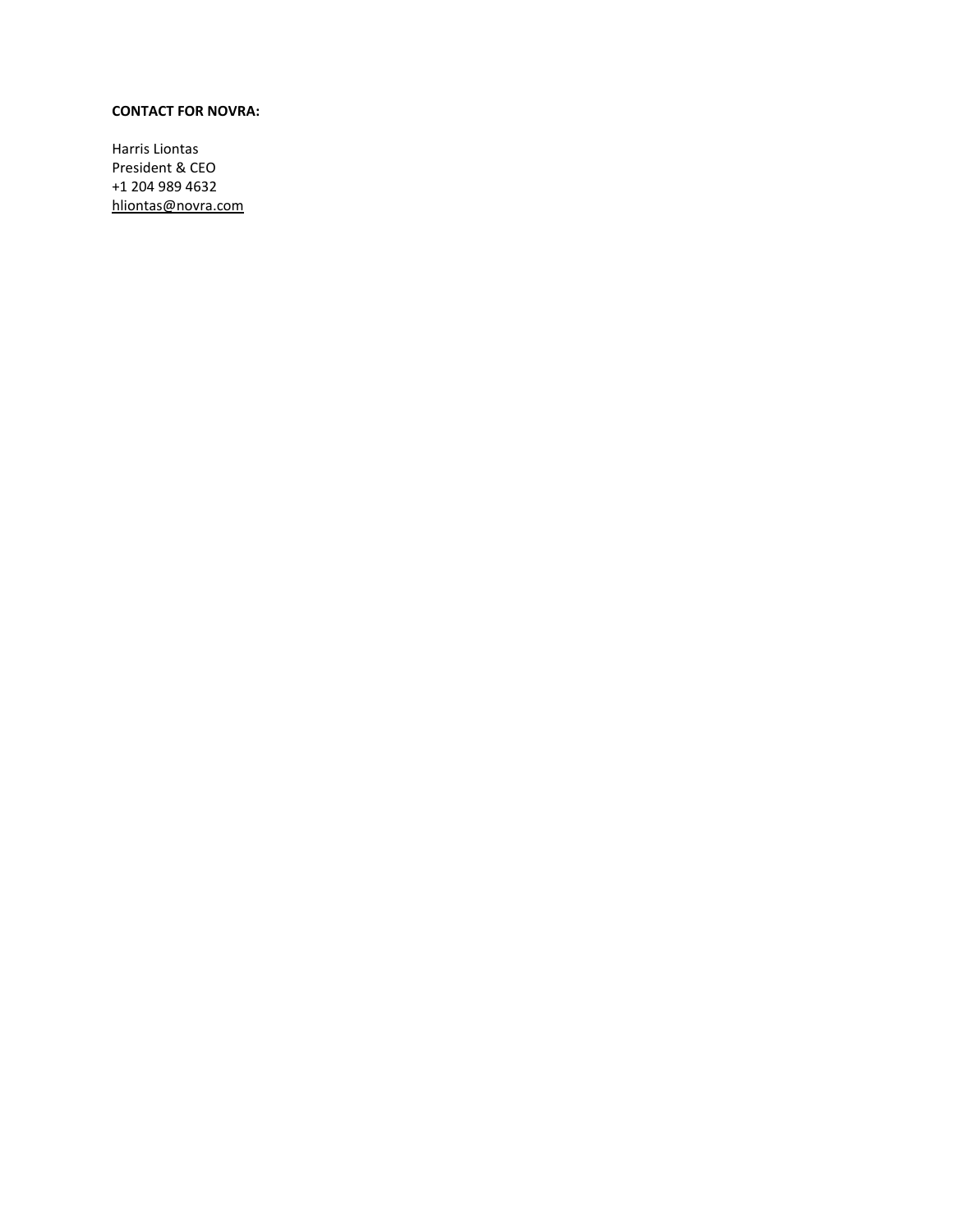**CONTACT FOR NOVRA:**

Harris Liontas
President & CEO
+1 204 989 4632
hliontas@novra.com